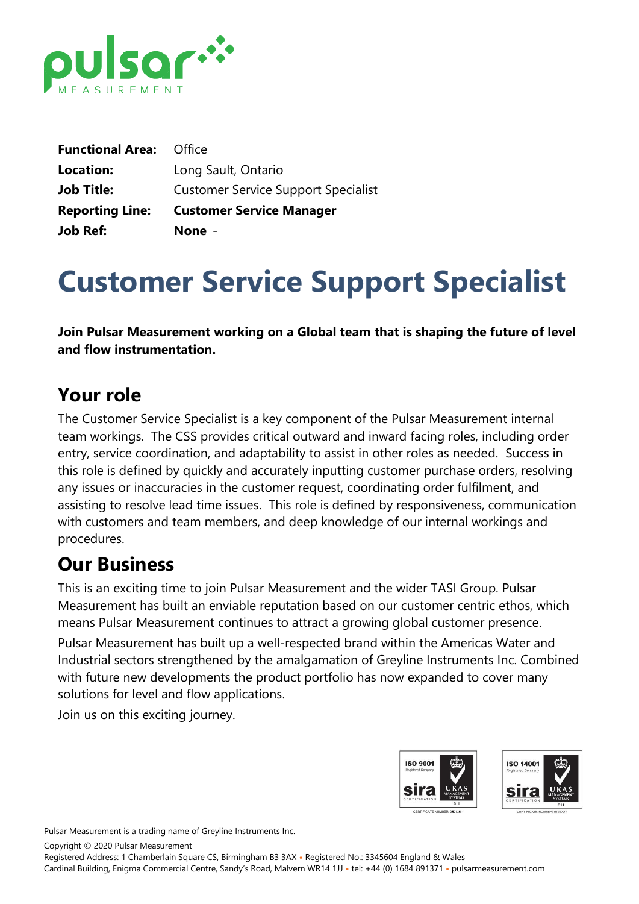| | |
|---|---|
| **Functional Area:** | Office |
| **Location:** | Long Sault, Ontario |
| **Job Title:** | Customer Service Support Specialist |
| **Reporting Line:** | **Customer Service Manager** |
| **Job Ref:** | **None** - |

# Customer Service Support Specialist

**Join Pulsar Measurement working on a Global team that is shaping the future of level and flow instrumentation.**

## Your role

The Customer Service Specialist is a key component of the Pulsar Measurement internal team workings. The CSS provides critical outward and inward facing roles, including order entry, service coordination, and adaptability to assist in other roles as needed. Success in this role is defined by quickly and accurately inputting customer purchase orders, resolving any issues or inaccuracies in the customer request, coordinating order fulfilment, and assisting to resolve lead time issues. This role is defined by responsiveness, communication with customers and team members, and deep knowledge of our internal workings and procedures.

## Our Business

This is an exciting time to join Pulsar Measurement and the wider TASI Group. Pulsar Measurement has built an enviable reputation based on our customer centric ethos, which means Pulsar Measurement continues to attract a growing global customer presence.

Pulsar Measurement has built up a well-respected brand within the Americas Water and Industrial sectors strengthened by the amalgamation of Greyline Instruments Inc. Combined with future new developments the product portfolio has now expanded to cover many solutions for level and flow applications.

Join us on this exciting journey.

Pulsar Measurement is a trading name of Greyline Instruments Inc.

Copyright © 2020 Pulsar Measurement

Registered Address: 1 Chamberlain Square CS, Birmingham B3 3AX • Registered No.: 3345604 England & Wales

Cardinal Building, Enigma Commercial Centre, Sandy's Road, Malvern WR14 1JJ • tel: +44 (0) 1684 891371 • pulsarmeasurement.com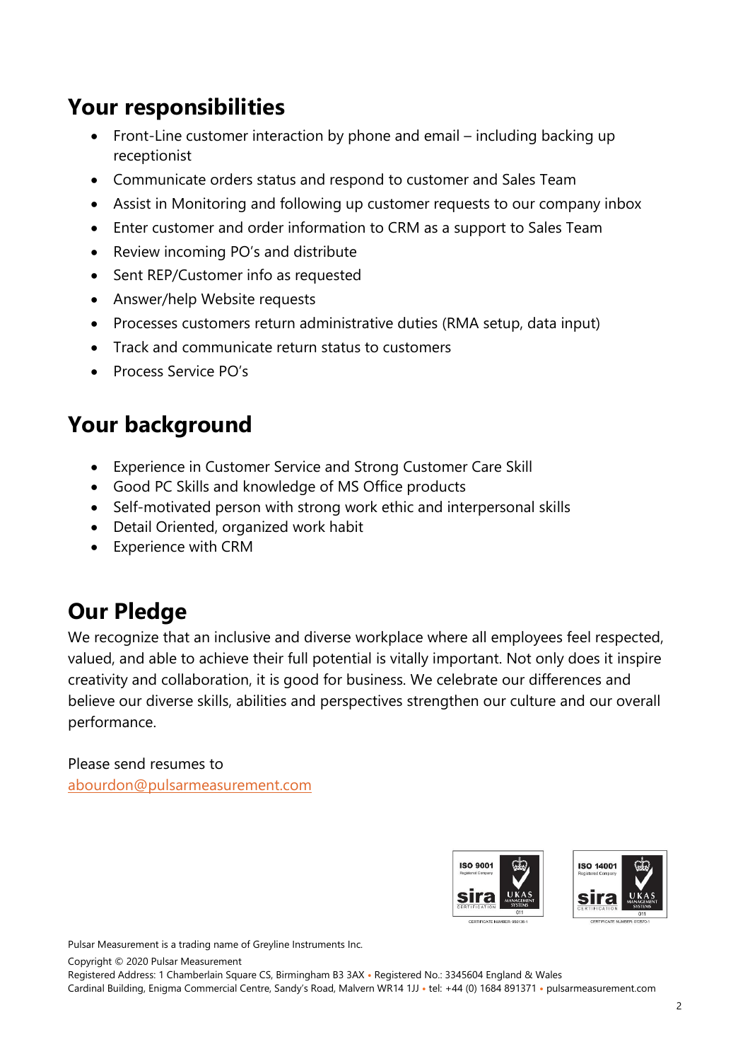## Your responsibilities

- Front-Line customer interaction by phone and email – including backing up receptionist
- Communicate orders status and respond to customer and Sales Team
- Assist in Monitoring and following up customer requests to our company inbox
- Enter customer and order information to CRM as a support to Sales Team
- Review incoming PO's and distribute
- Sent REP/Customer info as requested
- Answer/help Website requests
- Processes customers return administrative duties (RMA setup, data input)
- Track and communicate return status to customers
- Process Service PO's

## Your background

- Experience in Customer Service and Strong Customer Care Skill
- Good PC Skills and knowledge of MS Office products
- Self-motivated person with strong work ethic and interpersonal skills
- Detail Oriented, organized work habit
- Experience with CRM

## Our Pledge

We recognize that an inclusive and diverse workplace where all employees feel respected, valued, and able to achieve their full potential is vitally important. Not only does it inspire creativity and collaboration, it is good for business. We celebrate our differences and believe our diverse skills, abilities and perspectives strengthen our culture and our overall performance.

Please send resumes to
abourdon@pulsarmeasurement.com

Pulsar Measurement is a trading name of Greyline Instruments Inc.

Copyright © 2020 Pulsar Measurement
Registered Address: 1 Chamberlain Square CS, Birmingham B3 3AX • Registered No.: 3345604 England & Wales
Cardinal Building, Enigma Commercial Centre, Sandy's Road, Malvern WR14 1JJ • tel: +44 (0) 1684 891371 • pulsarmeasurement.com